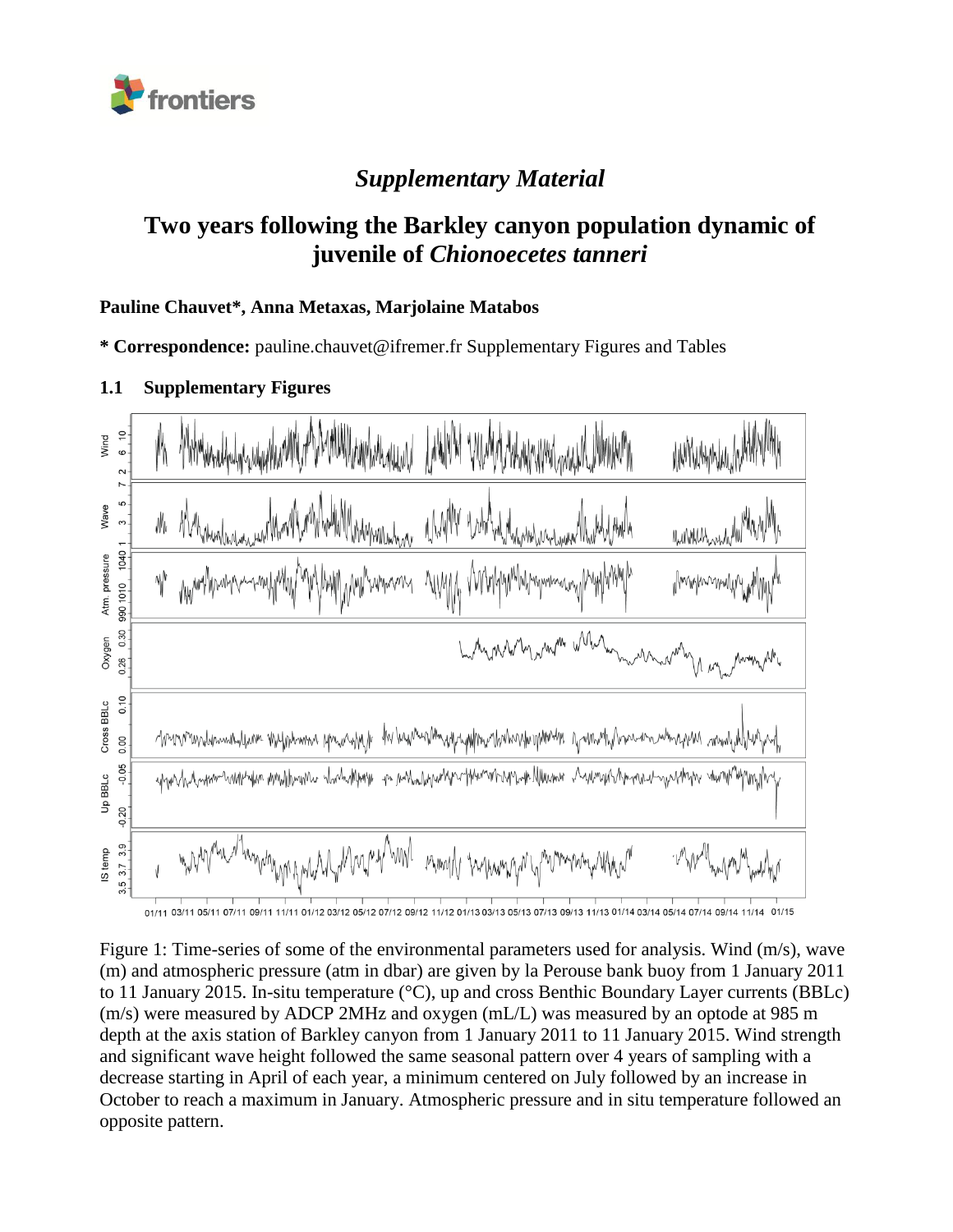# *Supplementary Material*

## Two years following the Barkley canyon population dynamic of juvenile of *Chionoecetes tanneri*

**Pauline Chauvet\*, Anna Metaxas, Marjolaine Matabos**

**\* Correspondence:** pauline.chauvet@ifremer.fr Supplementary Figures and Tables

### 1.1 Supplementary Figures

Figure 1: Time-series of some of the environmental parameters used for analysis. Wind (m/s), wave (m) and atmospheric pressure (atm in dbar) are given by la Perouse bank buoy from 1 January 2011 to 11 January 2015. In-situ temperature (°C), up and cross Benthic Boundary Layer currents (BBLc) (m/s) were measured by ADCP 2MHz and oxygen (mL/L) was measured by an optode at 985 m depth at the axis station of Barkley canyon from 1 January 2011 to 11 January 2015. Wind strength and significant wave height followed the same seasonal pattern over 4 years of sampling with a decrease starting in April of each year, a minimum centered on July followed by an increase in October to reach a maximum in January. Atmospheric pressure and in situ temperature followed an opposite pattern.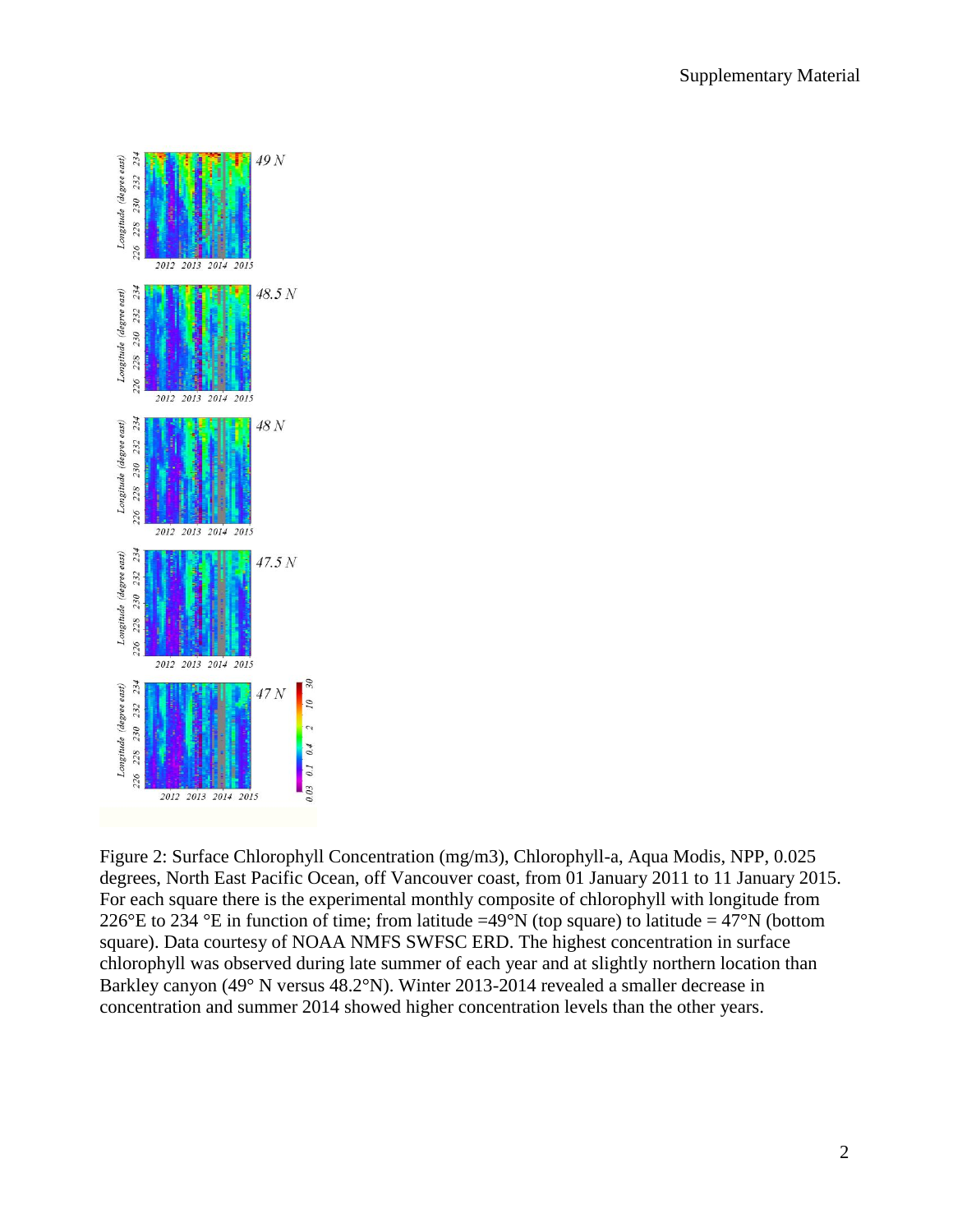Figure 2: Surface Chlorophyll Concentration (mg/m3), Chlorophyll-a, Aqua Modis, NPP, 0.025 degrees, North East Pacific Ocean, off Vancouver coast, from 01 January 2011 to 11 January 2015. For each square there is the experimental monthly composite of chlorophyll with longitude from 226°E to 234 °E in function of time; from latitude =49°N (top square) to latitude = 47°N (bottom square). Data courtesy of NOAA NMFS SWFSC ERD. The highest concentration in surface chlorophyll was observed during late summer of each year and at slightly northern location than Barkley canyon (49° N versus 48.2°N). Winter 2013-2014 revealed a smaller decrease in concentration and summer 2014 showed higher concentration levels than the other years.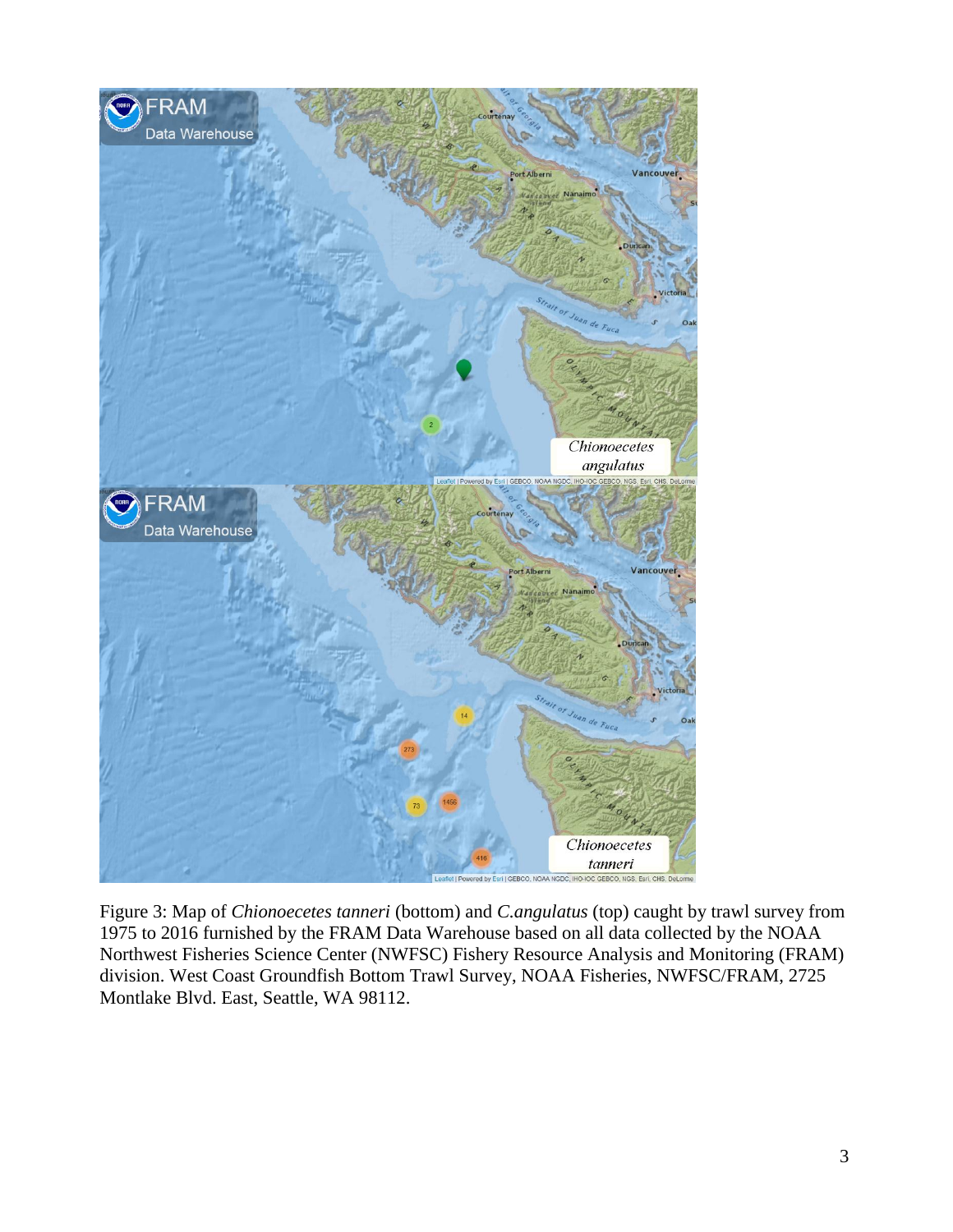Figure 3: Map of *Chionoecetes tanneri* (bottom) and *C.angulatus* (top) caught by trawl survey from 1975 to 2016 furnished by the FRAM Data Warehouse based on all data collected by the NOAA Northwest Fisheries Science Center (NWFSC) Fishery Resource Analysis and Monitoring (FRAM) division. West Coast Groundfish Bottom Trawl Survey, NOAA Fisheries, NWFSC/FRAM, 2725 Montlake Blvd. East, Seattle, WA 98112.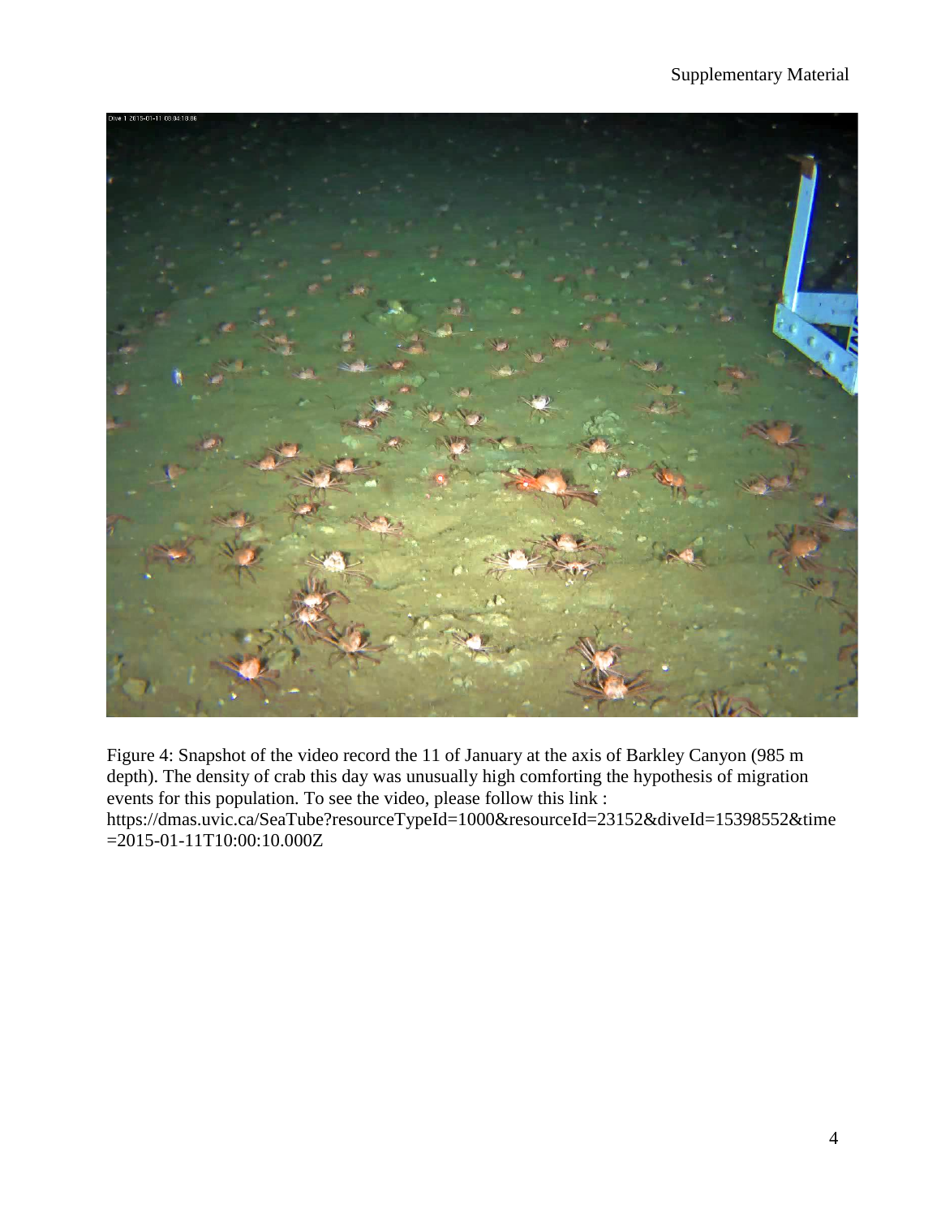Figure 4: Snapshot of the video record the 11 of January at the axis of Barkley Canyon (985 m depth). The density of crab this day was unusually high comforting the hypothesis of migration events for this population. To see the video, please follow this link : https://dmas.uvic.ca/SeaTube?resourceTypeId=1000&resourceId=23152&diveId=15398552&time=2015-01-11T10:00:10.000Z